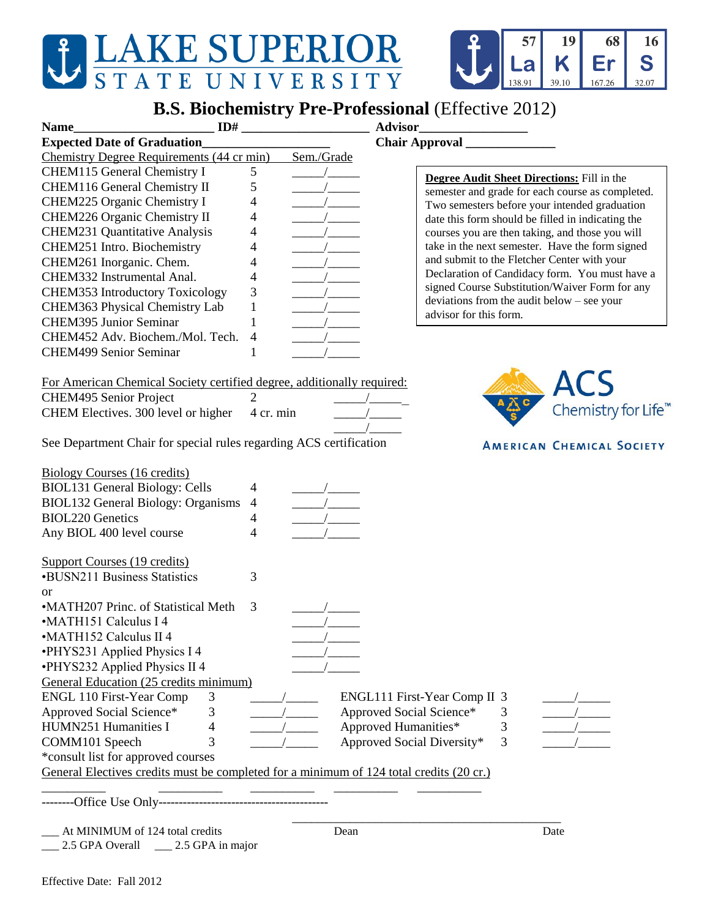# LAKE SUPERIOR STATE UNIVERSITY

## B.S. Biochemistry Pre-Professional (Effective 2012)

**Name**____________________ **ID#** __________________ **Advisor**________________

**Expected Date of Graduation**__________________ **Chair Approval** _____________

**Degree Audit Sheet Directions:** Fill in the semester and grade for each course as completed. Two semesters before your intended graduation date this form should be filled in indicating the courses you are then taking, and those you will take in the next semester. Have the form signed and submit to the Fletcher Center with your Declaration of Candidacy form. You must have a signed Course Substitution/Waiver Form for any deviations from the audit below – see your advisor for this form.

| Chemistry Degree Requirements (44 cr min) | | Sem./Grade |
|---|---|---|
| CHEM115 General Chemistry I | 5 | _____/_____ |
| CHEM116 General Chemistry II | 5 | _____/_____ |
| CHEM225 Organic Chemistry I | 4 | _____/_____ |
| CHEM226 Organic Chemistry II | 4 | _____/_____ |
| CHEM231 Quantitative Analysis | 4 | _____/_____ |
| CHEM251 Intro. Biochemistry | 4 | _____/_____ |
| CHEM261 Inorganic. Chem. | 4 | _____/_____ |
| CHEM332 Instrumental Anal. | 4 | _____/_____ |
| CHEM353 Introductory Toxicology | 3 | _____/_____ |
| CHEM363 Physical Chemistry Lab | 1 | _____/_____ |
| CHEM395 Junior Seminar | 1 | _____/_____ |
| CHEM452 Adv. Biochem./Mol. Tech. | 4 | _____/_____ |
| CHEM499 Senior Seminar | 1 | _____/_____ |

For American Chemical Society certified degree, additionally required:

| | | |
|---|---|---|
| CHEM495 Senior Project | 2 | _____/_____ |
| CHEM Electives. 300 level or higher | 4 cr. min | _____/_____ |
| | | _____/_____ |

See Department Chair for special rules regarding ACS certification

ACS Chemistry for Life™ AMERICAN CHEMICAL SOCIETY

| Biology Courses (16 credits) | | |
|---|---|---|
| BIOL131 General Biology: Cells | 4 | _____/_____ |
| BIOL132 General Biology: Organisms | 4 | _____/_____ |
| BIOL220 Genetics | 4 | _____/_____ |
| Any BIOL 400 level course | 4 | _____/_____ |

| Support Courses (19 credits) | | |
|---|---|---|
| •BUSN211 Business Statistics | 3 | |
| or | | |
| •MATH207 Princ. of Statistical Meth | 3 | _____/_____ |
| •MATH151 Calculus I 4 | | _____/_____ |
| •MATH152 Calculus II 4 | | _____/_____ |
| •PHYS231 Applied Physics I 4 | | _____/_____ |
| •PHYS232 Applied Physics II 4 | | _____/_____ |

General Education (25 credits minimum)

| | | | | | |
|---|---|---|---|---|---|
| ENGL 110 First-Year Comp | 3 | _____/_____ | ENGL111 First-Year Comp II | 3 | _____/_____ |
| Approved Social Science* | 3 | _____/_____ | Approved Social Science* | 3 | _____/_____ |
| HUMN251 Humanities I | 4 | _____/_____ | Approved Humanities* | 3 | _____/_____ |
| COMM101 Speech | 3 | _____/_____ | Approved Social Diversity* | 3 | _____/_____ |

*consult list for approved courses

General Electives credits must be completed for a minimum of 124 total credits (20 cr.)

__________ __________ __________ __________ __________

--------Office Use Only-----------------------------------------

___ At MINIMUM of 124 total credits

___ 2.5 GPA Overall ___ 2.5 GPA in major

_____________________________________________

Dean Date

Effective Date: Fall 2012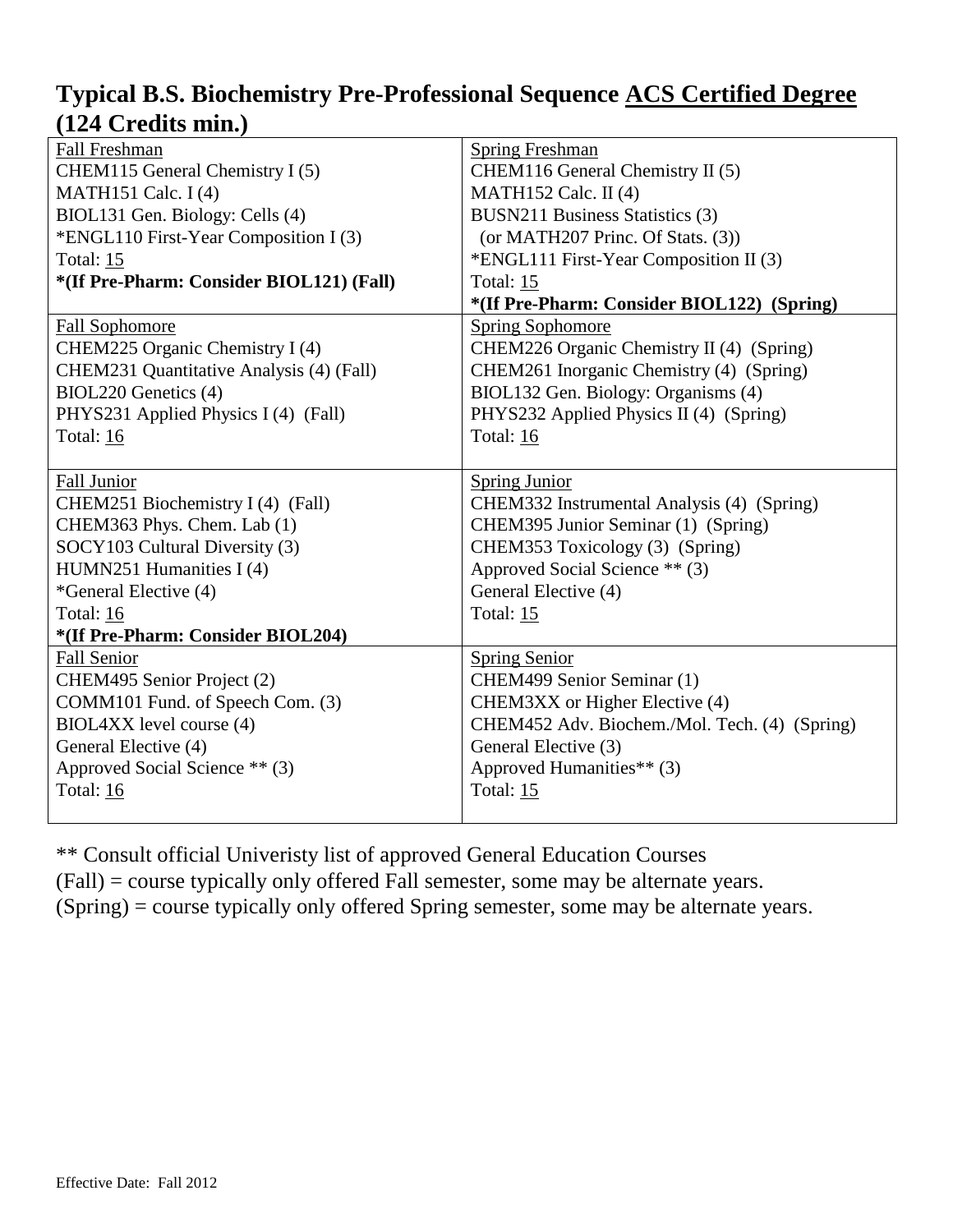# Typical B.S. Biochemistry Pre-Professional Sequence ACS Certified Degree (124 Credits min.)

| | |
|---|---|
| Fall Freshman<br>CHEM115 General Chemistry I (5)<br>MATH151 Calc. I (4)<br>BIOL131 Gen. Biology: Cells (4)<br>*ENGL110 First-Year Composition I (3)<br>Total: 15<br>**\*(If Pre-Pharm: Consider BIOL121) (Fall)** | Spring Freshman<br>CHEM116 General Chemistry II (5)<br>MATH152 Calc. II (4)<br>BUSN211 Business Statistics (3)<br>(or MATH207 Princ. Of Stats. (3))<br>*ENGL111 First-Year Composition II (3)<br>Total: 15<br>**\*(If Pre-Pharm: Consider BIOL122) (Spring)** |
| Fall Sophomore<br>CHEM225 Organic Chemistry I (4)<br>CHEM231 Quantitative Analysis (4) (Fall)<br>BIOL220 Genetics (4)<br>PHYS231 Applied Physics I (4) (Fall)<br>Total: 16 | Spring Sophomore<br>CHEM226 Organic Chemistry II (4) (Spring)<br>CHEM261 Inorganic Chemistry (4) (Spring)<br>BIOL132 Gen. Biology: Organisms (4)<br>PHYS232 Applied Physics II (4) (Spring)<br>Total: 16 |
| Fall Junior<br>CHEM251 Biochemistry I (4) (Fall)<br>CHEM363 Phys. Chem. Lab (1)<br>SOCY103 Cultural Diversity (3)<br>HUMN251 Humanities I (4)<br>*General Elective (4)<br>Total: 16<br>**\*(If Pre-Pharm: Consider BIOL204)** | Spring Junior<br>CHEM332 Instrumental Analysis (4) (Spring)<br>CHEM395 Junior Seminar (1) (Spring)<br>CHEM353 Toxicology (3) (Spring)<br>Approved Social Science ** (3)<br>General Elective (4)<br>Total: 15 |
| Fall Senior<br>CHEM495 Senior Project (2)<br>COMM101 Fund. of Speech Com. (3)<br>BIOL4XX level course (4)<br>General Elective (4)<br>Approved Social Science ** (3)<br>Total: 16 | Spring Senior<br>CHEM499 Senior Seminar (1)<br>CHEM3XX or Higher Elective (4)<br>CHEM452 Adv. Biochem./Mol. Tech. (4) (Spring)<br>General Elective (3)<br>Approved Humanities** (3)<br>Total: 15 |

** Consult official Univeristy list of approved General Education Courses

(Fall) = course typically only offered Fall semester, some may be alternate years.

(Spring) = course typically only offered Spring semester, some may be alternate years.

Effective Date: Fall 2012